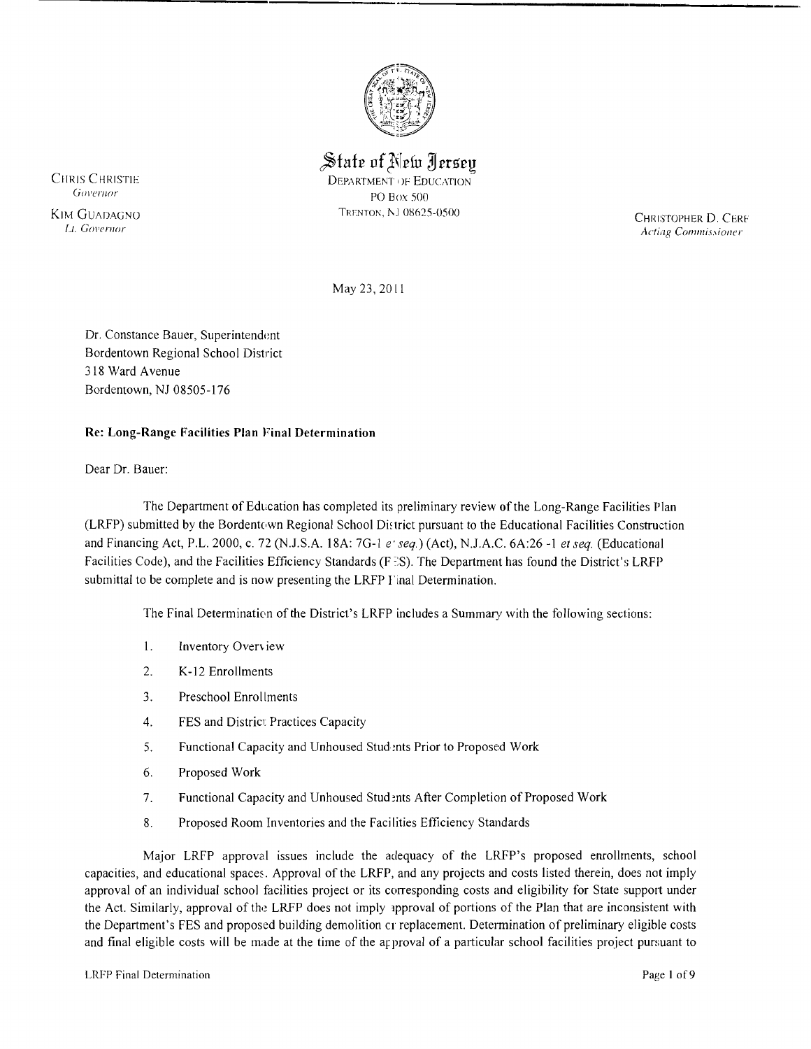State of New Jersey
DEPARTMENT OF EDUCATION
PO Box 500
TRENTON, NJ 08625-0500

CHRIS CHRISTIE
*Governor*

KIM GUADAGNO
*Lt. Governor*

CHRISTOPHER D. CERF
*Acting Commissioner*

May 23, 2011

Dr. Constance Bauer, Superintendent
Bordentown Regional School District
318 Ward Avenue
Bordentown, NJ 08505-176

**Re: Long-Range Facilities Plan Final Determination**

Dear Dr. Bauer:

The Department of Education has completed its preliminary review of the Long-Range Facilities Plan (LRFP) submitted by the Bordentown Regional School District pursuant to the Educational Facilities Construction and Financing Act, P.L. 2000, c. 72 (N.J.S.A. 18A: 7G-1 *et seq.*) (Act), N.J.A.C. 6A:26 -1 *et seq.* (Educational Facilities Code), and the Facilities Efficiency Standards (FES). The Department has found the District's LRFP submittal to be complete and is now presenting the LRFP Final Determination.

The Final Determination of the District's LRFP includes a Summary with the following sections:

1. Inventory Overview
2. K-12 Enrollments
3. Preschool Enrollments
4. FES and District Practices Capacity
5. Functional Capacity and Unhoused Students Prior to Proposed Work
6. Proposed Work
7. Functional Capacity and Unhoused Students After Completion of Proposed Work
8. Proposed Room Inventories and the Facilities Efficiency Standards

Major LRFP approval issues include the adequacy of the LRFP's proposed enrollments, school capacities, and educational spaces. Approval of the LRFP, and any projects and costs listed therein, does not imply approval of an individual school facilities project or its corresponding costs and eligibility for State support under the Act. Similarly, approval of the LRFP does not imply approval of portions of the Plan that are inconsistent with the Department's FES and proposed building demolition or replacement. Determination of preliminary eligible costs and final eligible costs will be made at the time of the approval of a particular school facilities project pursuant to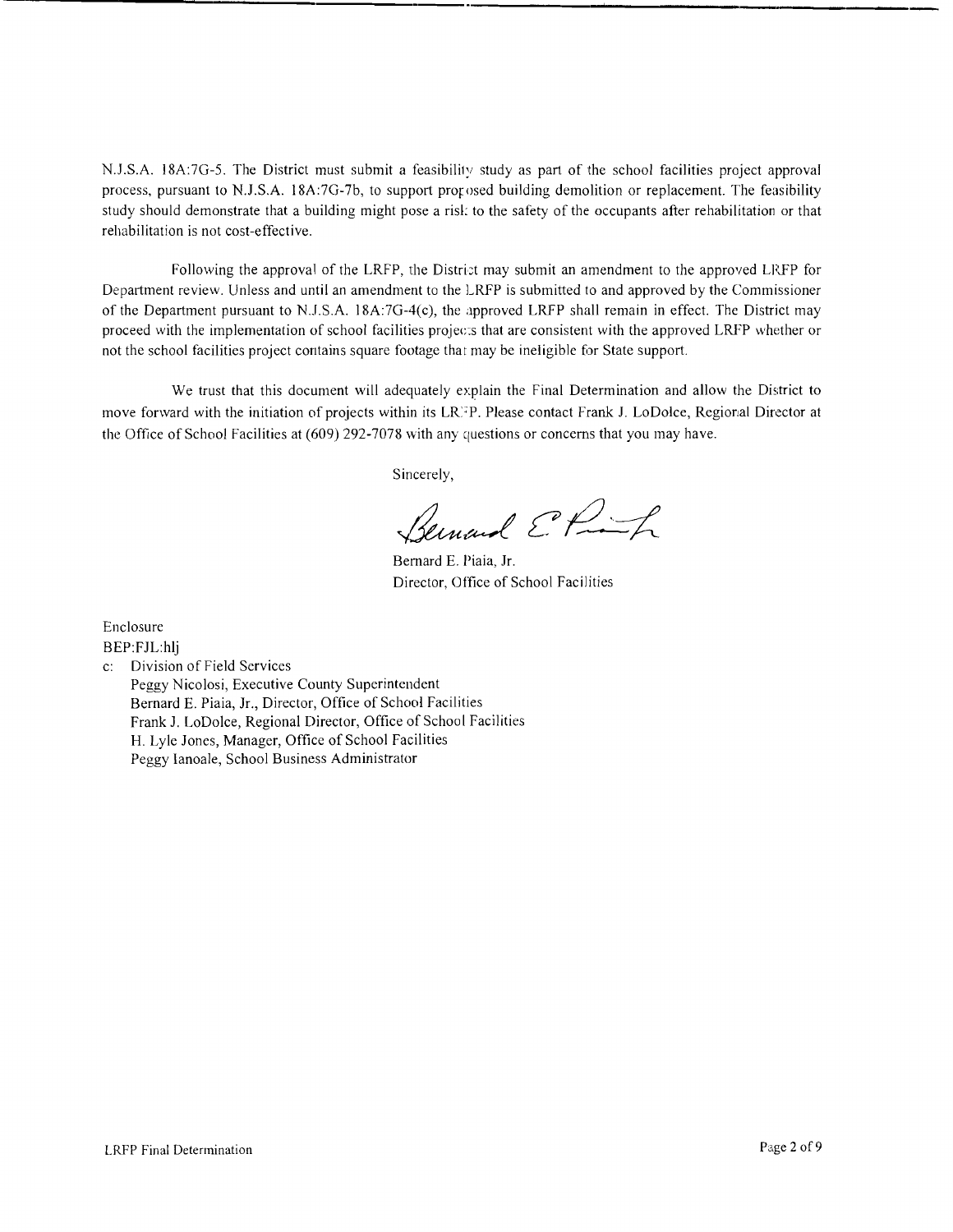N.J.S.A. 18A:7G-5. The District must submit a feasibility study as part of the school facilities project approval process, pursuant to N.J.S.A. 18A:7G-7b, to support proposed building demolition or replacement. The feasibility study should demonstrate that a building might pose a risk to the safety of the occupants after rehabilitation or that rehabilitation is not cost-effective.

Following the approval of the LRFP, the District may submit an amendment to the approved LRFP for Department review. Unless and until an amendment to the LRFP is submitted to and approved by the Commissioner of the Department pursuant to N.J.S.A. 18A:7G-4(c), the approved LRFP shall remain in effect. The District may proceed with the implementation of school facilities projects that are consistent with the approved LRFP whether or not the school facilities project contains square footage that may be ineligible for State support.

We trust that this document will adequately explain the Final Determination and allow the District to move forward with the initiation of projects within its LRFP. Please contact Frank J. LoDolce, Regional Director at the Office of School Facilities at (609) 292-7078 with any questions or concerns that you may have.

Sincerely,

Bernard E. Piaia, Jr.
Director, Office of School Facilities

Enclosure
BEP:FJL:hlj

c: Division of Field Services
Peggy Nicolosi, Executive County Superintendent
Bernard E. Piaia, Jr., Director, Office of School Facilities
Frank J. LoDolce, Regional Director, Office of School Facilities
H. Lyle Jones, Manager, Office of School Facilities
Peggy Ianoale, School Business Administrator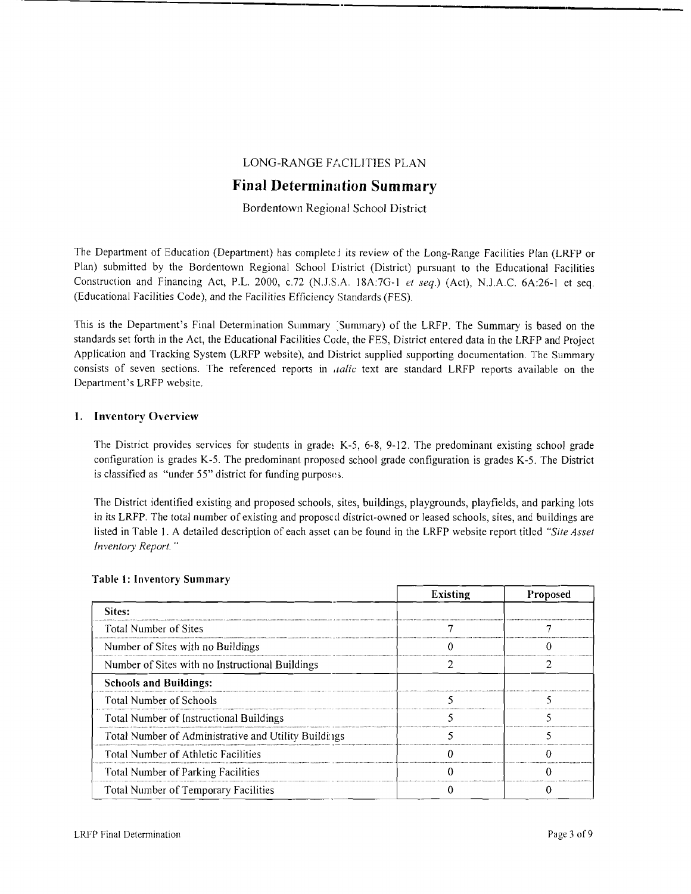LONG-RANGE FACILITIES PLAN

# Final Determination Summary

Bordentown Regional School District

The Department of Education (Department) has completed its review of the Long-Range Facilities Plan (LRFP or Plan) submitted by the Bordentown Regional School District (District) pursuant to the Educational Facilities Construction and Financing Act, P.L. 2000, c.72 (N.J.S.A. 18A:7G-1 *et seq.*) (Act), N.J.A.C. 6A:26-1 et seq. (Educational Facilities Code), and the Facilities Efficiency Standards (FES).

This is the Department's Final Determination Summary (Summary) of the LRFP. The Summary is based on the standards set forth in the Act, the Educational Facilities Code, the FES, District entered data in the LRFP and Project Application and Tracking System (LRFP website), and District supplied supporting documentation. The Summary consists of seven sections. The referenced reports in *italic* text are standard LRFP reports available on the Department's LRFP website.

## 1. Inventory Overview

The District provides services for students in grades K-5, 6-8, 9-12. The predominant existing school grade configuration is grades K-5. The predominant proposed school grade configuration is grades K-5. The District is classified as "under 55" district for funding purposes.

The District identified existing and proposed schools, sites, buildings, playgrounds, playfields, and parking lots in its LRFP. The total number of existing and proposed district-owned or leased schools, sites, and buildings are listed in Table 1. A detailed description of each asset can be found in the LRFP website report titled *"Site Asset Inventory Report."*

**Table 1: Inventory Summary**

| | Existing | Proposed |
|---|---|---|
| **Sites:** | | |
| Total Number of Sites | 7 | 7 |
| Number of Sites with no Buildings | 0 | 0 |
| Number of Sites with no Instructional Buildings | 2 | 2 |
| **Schools and Buildings:** | | |
| Total Number of Schools | 5 | 5 |
| Total Number of Instructional Buildings | 5 | 5 |
| Total Number of Administrative and Utility Buildings | 5 | 5 |
| Total Number of Athletic Facilities | 0 | 0 |
| Total Number of Parking Facilities | 0 | 0 |
| Total Number of Temporary Facilities | 0 | 0 |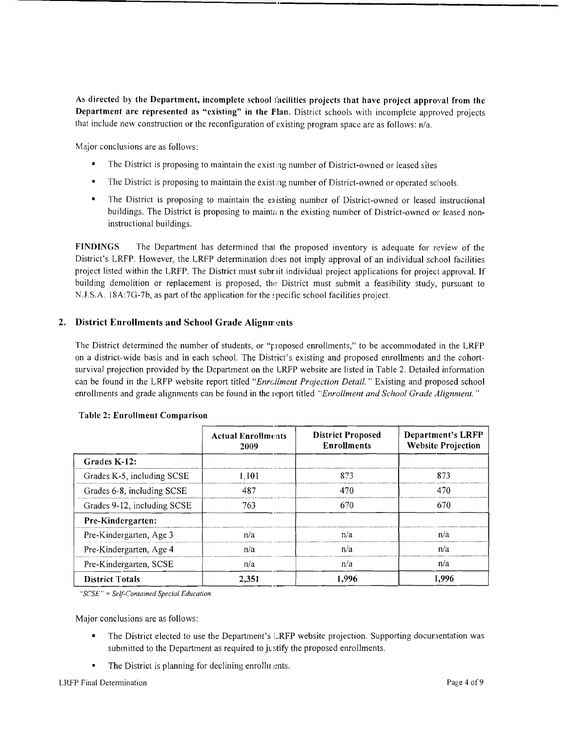**As directed by the Department, incomplete school facilities projects that have project approval from the Department are represented as "existing" in the Plan.** District schools with incomplete approved projects that include new construction or the reconfiguration of existing program space are as follows: n/a.

Major conclusions are as follows:

- The District is proposing to maintain the existing number of District-owned or leased sites
- The District is proposing to maintain the existing number of District-owned or operated schools.
- The District is proposing to maintain the existing number of District-owned or leased instructional buildings. The District is proposing to maintain the existing number of District-owned or leased non-instructional buildings.

**FINDINGS** The Department has determined that the proposed inventory is adequate for review of the District's LRFP. However, the LRFP determination does not imply approval of an individual school facilities project listed within the LRFP. The District must submit individual project applications for project approval. If building demolition or replacement is proposed, the District must submit a feasibility study, pursuant to N.J.S.A. 18A:7G-7b, as part of the application for the specific school facilities project.

## 2. District Enrollments and School Grade Alignments

The District determined the number of students, or "proposed enrollments," to be accommodated in the LRFP on a district-wide basis and in each school. The District's existing and proposed enrollments and the cohort-survival projection provided by the Department on the LRFP website are listed in Table 2. Detailed information can be found in the LRFP website report titled *"Enrollment Projection Detail."* Existing and proposed school enrollments and grade alignments can be found in the report titled *"Enrollment and School Grade Alignment."*

**Table 2: Enrollment Comparison**

| | Actual Enrollments 2009 | District Proposed Enrollments | Department's LRFP Website Projection |
|---|---|---|---|
| **Grades K-12:** | | | |
| Grades K-5, including SCSE | 1,101 | 873 | 873 |
| Grades 6-8, including SCSE | 487 | 470 | 470 |
| Grades 9-12, including SCSE | 763 | 670 | 670 |
| **Pre-Kindergarten:** | | | |
| Pre-Kindergarten, Age 3 | n/a | n/a | n/a |
| Pre-Kindergarten, Age 4 | n/a | n/a | n/a |
| Pre-Kindergarten, SCSE | n/a | n/a | n/a |
| **District Totals** | **2,351** | **1,996** | **1,996** |

*"SCSE" = Self-Contained Special Education*

Major conclusions are as follows:

- The District elected to use the Department's LRFP website projection. Supporting documentation was submitted to the Department as required to justify the proposed enrollments.
- The District is planning for declining enrollments.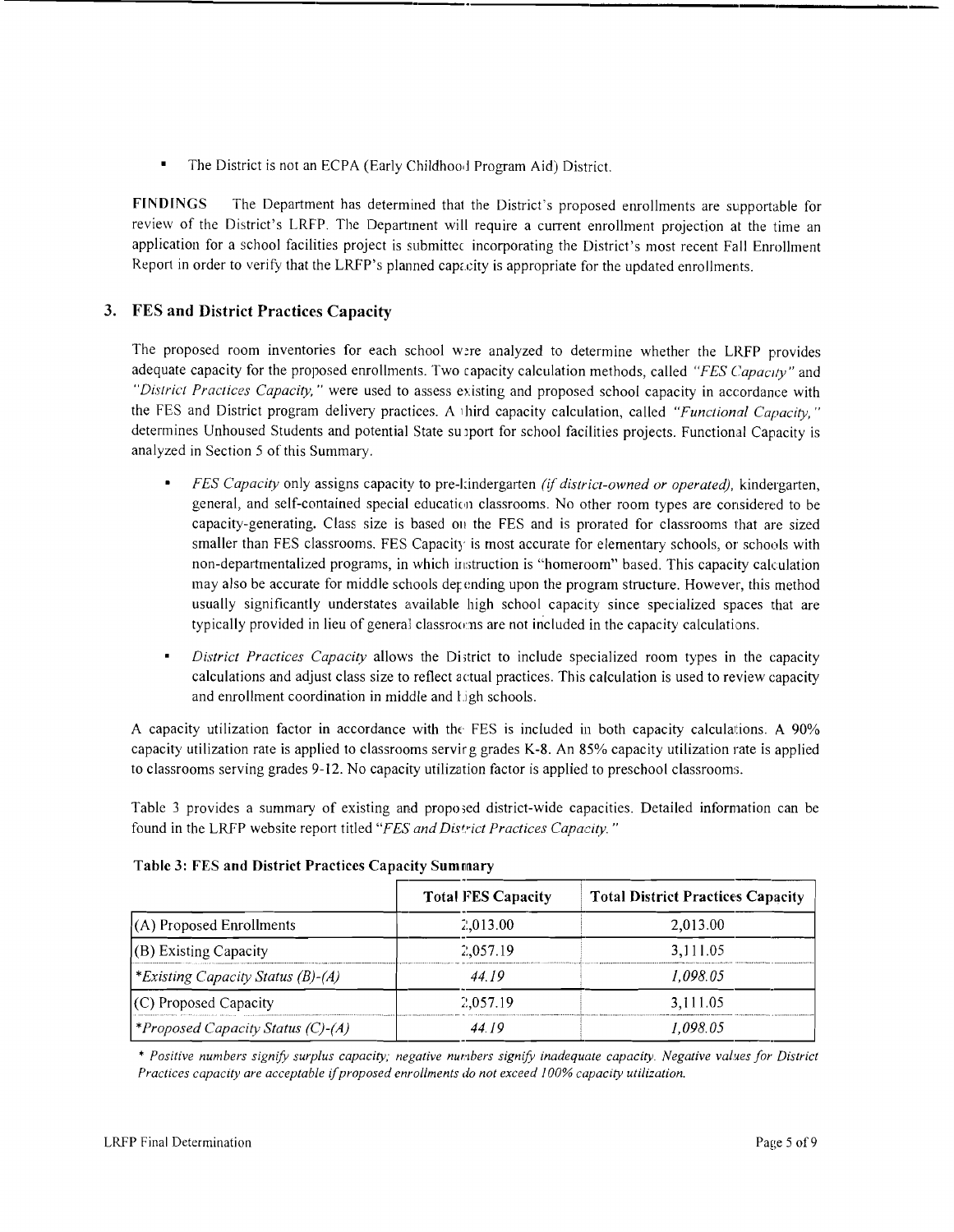- The District is not an ECPA (Early Childhood Program Aid) District.

**FINDINGS** The Department has determined that the District's proposed enrollments are supportable for review of the District's LRFP. The Department will require a current enrollment projection at the time an application for a school facilities project is submitted incorporating the District's most recent Fall Enrollment Report in order to verify that the LRFP's planned capacity is appropriate for the updated enrollments.

## 3. FES and District Practices Capacity

The proposed room inventories for each school were analyzed to determine whether the LRFP provides adequate capacity for the proposed enrollments. Two capacity calculation methods, called *"FES Capacity"* and *"District Practices Capacity,"* were used to assess existing and proposed school capacity in accordance with the FES and District program delivery practices. A third capacity calculation, called *"Functional Capacity,"* determines Unhoused Students and potential State support for school facilities projects. Functional Capacity is analyzed in Section 5 of this Summary.

- *FES Capacity* only assigns capacity to pre-kindergarten *(if district-owned or operated),* kindergarten, general, and self-contained special education classrooms. No other room types are considered to be capacity-generating. Class size is based on the FES and is prorated for classrooms that are sized smaller than FES classrooms. FES Capacity is most accurate for elementary schools, or schools with non-departmentalized programs, in which instruction is "homeroom" based. This capacity calculation may also be accurate for middle schools depending upon the program structure. However, this method usually significantly understates available high school capacity since specialized spaces that are typically provided in lieu of general classrooms are not included in the capacity calculations.
- *District Practices Capacity* allows the District to include specialized room types in the capacity calculations and adjust class size to reflect actual practices. This calculation is used to review capacity and enrollment coordination in middle and high schools.

A capacity utilization factor in accordance with the FES is included in both capacity calculations. A 90% capacity utilization rate is applied to classrooms serving grades K-8. An 85% capacity utilization rate is applied to classrooms serving grades 9-12. No capacity utilization factor is applied to preschool classrooms.

Table 3 provides a summary of existing and proposed district-wide capacities. Detailed information can be found in the LRFP website report titled *"FES and District Practices Capacity."*

**Table 3: FES and District Practices Capacity Summary**

| | Total FES Capacity | Total District Practices Capacity |
|---|---|---|
| (A) Proposed Enrollments | 2,013.00 | 2,013.00 |
| (B) Existing Capacity | 2,057.19 | 3,111.05 |
| *\*Existing Capacity Status (B)-(A)* | *44.19* | *1,098.05* |
| (C) Proposed Capacity | 2,057.19 | 3,111.05 |
| *\*Proposed Capacity Status (C)-(A)* | *44.19* | *1,098.05* |

*\* Positive numbers signify surplus capacity; negative numbers signify inadequate capacity. Negative values for District Practices capacity are acceptable if proposed enrollments do not exceed 100% capacity utilization.*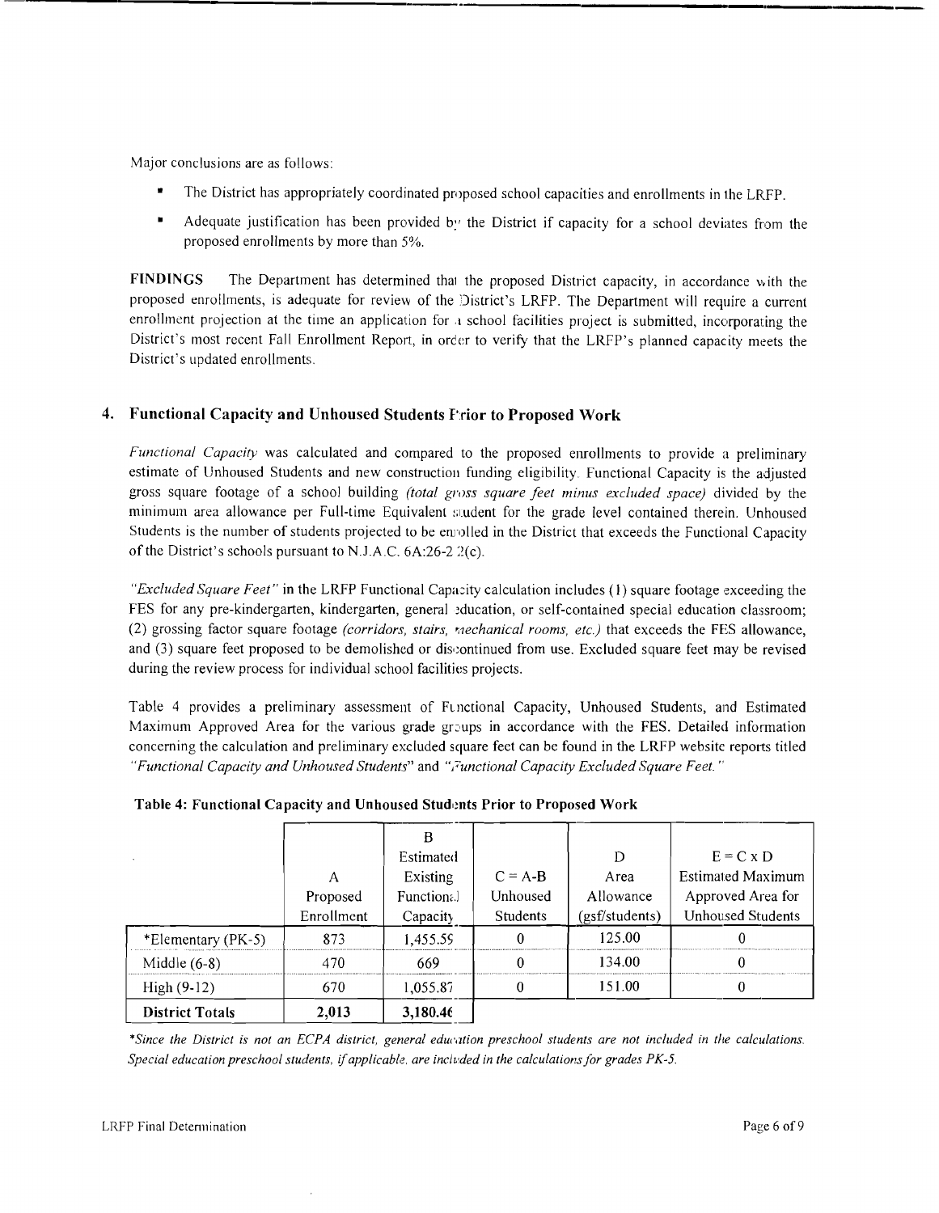Major conclusions are as follows:

- The District has appropriately coordinated proposed school capacities and enrollments in the LRFP.
- Adequate justification has been provided by the District if capacity for a school deviates from the proposed enrollments by more than 5%.

**FINDINGS** The Department has determined that the proposed District capacity, in accordance with the proposed enrollments, is adequate for review of the District's LRFP. The Department will require a current enrollment projection at the time an application for a school facilities project is submitted, incorporating the District's most recent Fall Enrollment Report, in order to verify that the LRFP's planned capacity meets the District's updated enrollments.

## 4. Functional Capacity and Unhoused Students Prior to Proposed Work

*Functional Capacity* was calculated and compared to the proposed enrollments to provide a preliminary estimate of Unhoused Students and new construction funding eligibility. Functional Capacity is the adjusted gross square footage of a school building *(total gross square feet minus excluded space)* divided by the minimum area allowance per Full-time Equivalent student for the grade level contained therein. Unhoused Students is the number of students projected to be enrolled in the District that exceeds the Functional Capacity of the District's schools pursuant to N.J.A.C. 6A:26-2.2(c).

*"Excluded Square Feet"* in the LRFP Functional Capacity calculation includes (1) square footage exceeding the FES for any pre-kindergarten, kindergarten, general education, or self-contained special education classroom; (2) grossing factor square footage *(corridors, stairs, mechanical rooms, etc.)* that exceeds the FES allowance, and (3) square feet proposed to be demolished or discontinued from use. Excluded square feet may be revised during the review process for individual school facilities projects.

Table 4 provides a preliminary assessment of Functional Capacity, Unhoused Students, and Estimated Maximum Approved Area for the various grade groups in accordance with the FES. Detailed information concerning the calculation and preliminary excluded square feet can be found in the LRFP website reports titled *"Functional Capacity and Unhoused Students"* and *"Functional Capacity Excluded Square Feet."*

**Table 4: Functional Capacity and Unhoused Students Prior to Proposed Work**

| | A Proposed Enrollment | B Estimated Existing Functional Capacity | C = A-B Unhoused Students | D Area Allowance (gsf/students) | E = C x D Estimated Maximum Approved Area for Unhoused Students |
|---|---|---|---|---|---|
| *Elementary (PK-5) | 873 | 1,455.59 | 0 | 125.00 | 0 |
| Middle (6-8) | 470 | 669 | 0 | 134.00 | 0 |
| High (9-12) | 670 | 1,055.87 | 0 | 151.00 | 0 |
| **District Totals** | **2,013** | **3,180.46** | | | |

*\*Since the District is not an ECPA district, general education preschool students are not included in the calculations. Special education preschool students, if applicable, are included in the calculations for grades PK-5.*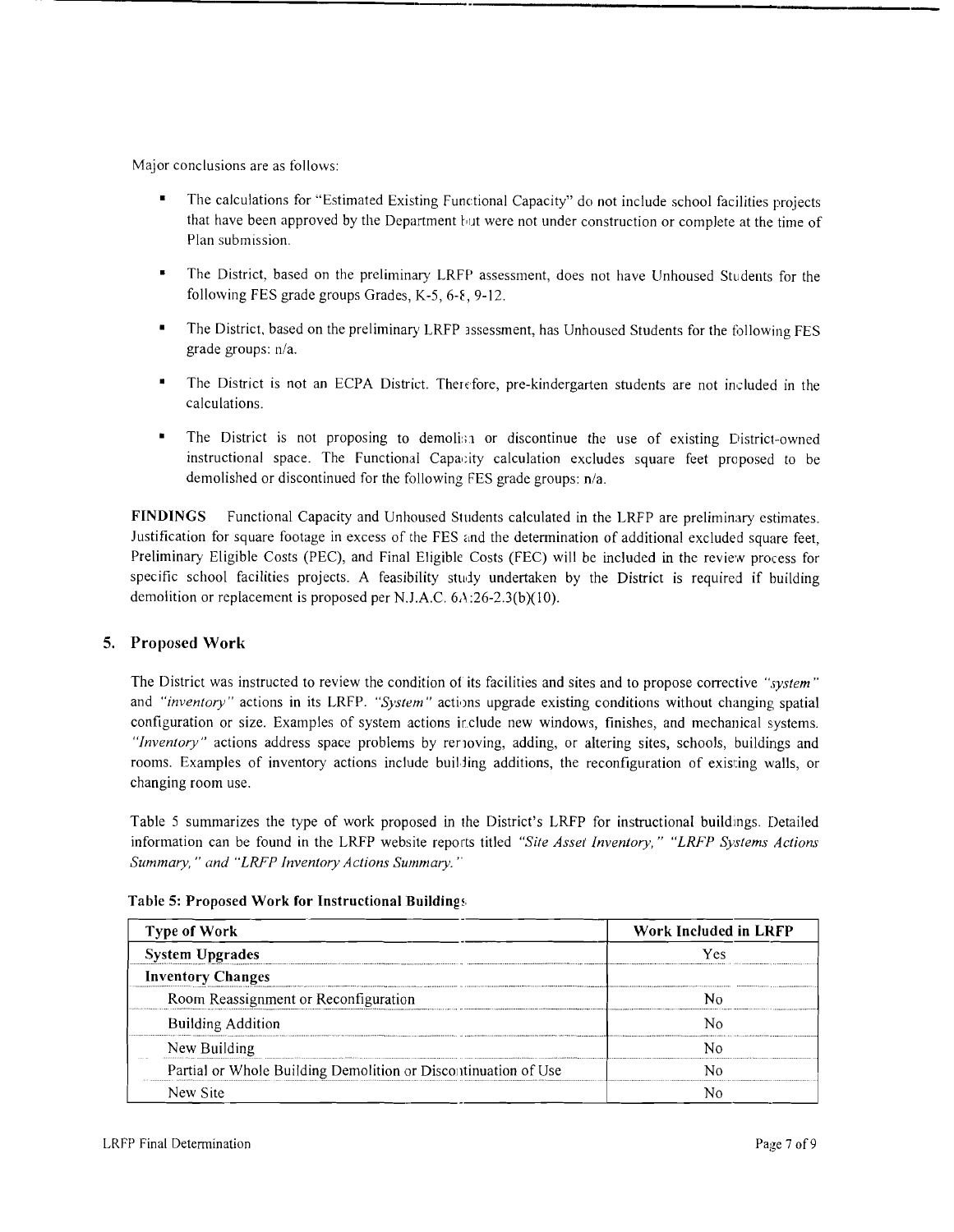Major conclusions are as follows:

- The calculations for "Estimated Existing Functional Capacity" do not include school facilities projects that have been approved by the Department but were not under construction or complete at the time of Plan submission.
- The District, based on the preliminary LRFP assessment, does not have Unhoused Students for the following FES grade groups Grades, K-5, 6-8, 9-12.
- The District, based on the preliminary LRFP assessment, has Unhoused Students for the following FES grade groups: n/a.
- The District is not an ECPA District. Therefore, pre-kindergarten students are not included in the calculations.
- The District is not proposing to demolish or discontinue the use of existing District-owned instructional space. The Functional Capacity calculation excludes square feet proposed to be demolished or discontinued for the following FES grade groups: n/a.

**FINDINGS** Functional Capacity and Unhoused Students calculated in the LRFP are preliminary estimates. Justification for square footage in excess of the FES and the determination of additional excluded square feet, Preliminary Eligible Costs (PEC), and Final Eligible Costs (FEC) will be included in the review process for specific school facilities projects. A feasibility study undertaken by the District is required if building demolition or replacement is proposed per N.J.A.C. 6A:26-2.3(b)(10).

## 5. Proposed Work

The District was instructed to review the condition of its facilities and sites and to propose corrective *"system"* and *"inventory"* actions in its LRFP. *"System"* actions upgrade existing conditions without changing spatial configuration or size. Examples of system actions include new windows, finishes, and mechanical systems. *"Inventory"* actions address space problems by removing, adding, or altering sites, schools, buildings and rooms. Examples of inventory actions include building additions, the reconfiguration of existing walls, or changing room use.

Table 5 summarizes the type of work proposed in the District's LRFP for instructional buildings. Detailed information can be found in the LRFP website reports titled *"Site Asset Inventory," "LRFP Systems Actions Summary," and "LRFP Inventory Actions Summary."*

**Table 5: Proposed Work for Instructional Buildings**

| Type of Work | Work Included in LRFP |
|---|---|
| **System Upgrades** | Yes |
| **Inventory Changes** | |
| Room Reassignment or Reconfiguration | No |
| Building Addition | No |
| New Building | No |
| Partial or Whole Building Demolition or Discontinuation of Use | No |
| New Site | No |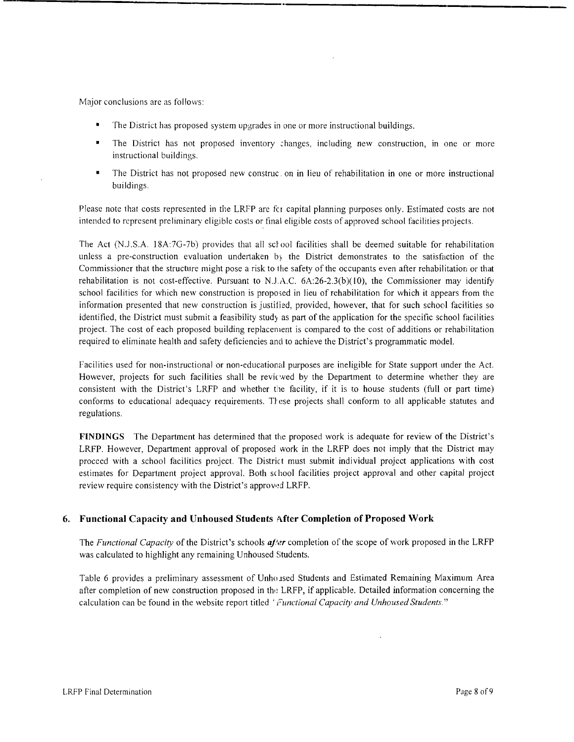Major conclusions are as follows:

- The District has proposed system upgrades in one or more instructional buildings.
- The District has not proposed inventory changes, including new construction, in one or more instructional buildings.
- The District has not proposed new construction in lieu of rehabilitation in one or more instructional buildings.

Please note that costs represented in the LRFP are for capital planning purposes only. Estimated costs are not intended to represent preliminary eligible costs or final eligible costs of approved school facilities projects.

The Act (N.J.S.A. 18A:7G-7b) provides that all school facilities shall be deemed suitable for rehabilitation unless a pre-construction evaluation undertaken by the District demonstrates to the satisfaction of the Commissioner that the structure might pose a risk to the safety of the occupants even after rehabilitation or that rehabilitation is not cost-effective. Pursuant to N.J.A.C. 6A:26-2.3(b)(10), the Commissioner may identify school facilities for which new construction is proposed in lieu of rehabilitation for which it appears from the information presented that new construction is justified, provided, however, that for such school facilities so identified, the District must submit a feasibility study as part of the application for the specific school facilities project. The cost of each proposed building replacement is compared to the cost of additions or rehabilitation required to eliminate health and safety deficiencies and to achieve the District's programmatic model.

Facilities used for non-instructional or non-educational purposes are ineligible for State support under the Act. However, projects for such facilities shall be reviewed by the Department to determine whether they are consistent with the District's LRFP and whether the facility, if it is to house students (full or part time) conforms to educational adequacy requirements. These projects shall conform to all applicable statutes and regulations.

**FINDINGS** The Department has determined that the proposed work is adequate for review of the District's LRFP. However, Department approval of proposed work in the LRFP does not imply that the District may proceed with a school facilities project. The District must submit individual project applications with cost estimates for Department project approval. Both school facilities project approval and other capital project review require consistency with the District's approved LRFP.

## 6. Functional Capacity and Unhoused Students After Completion of Proposed Work

The *Functional Capacity* of the District's schools ***after*** completion of the scope of work proposed in the LRFP was calculated to highlight any remaining Unhoused Students.

Table 6 provides a preliminary assessment of Unhoused Students and Estimated Remaining Maximum Area after completion of new construction proposed in the LRFP, if applicable. Detailed information concerning the calculation can be found in the website report titled "*Functional Capacity and Unhoused Students.*"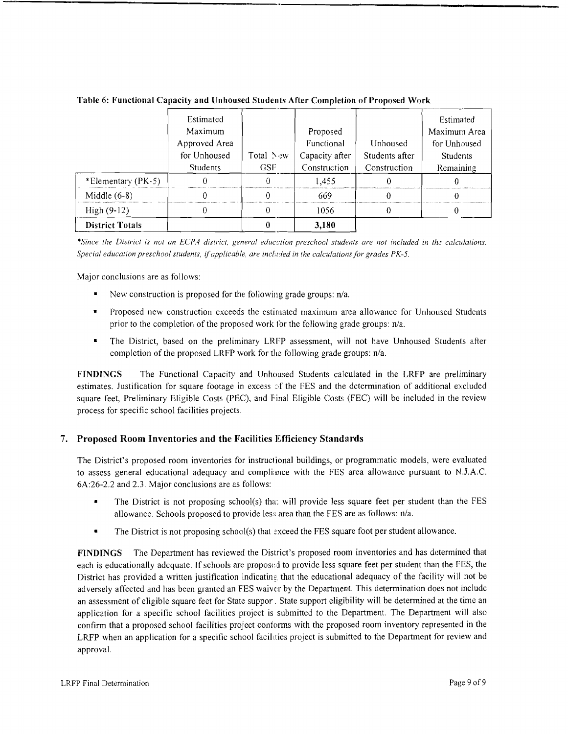**Table 6: Functional Capacity and Unhoused Students After Completion of Proposed Work**

| | Estimated Maximum Approved Area for Unhoused Students | Total New GSF | Proposed Functional Capacity after Construction | Unhoused Students after Construction | Estimated Maximum Area for Unhoused Students Remaining |
|---|---|---|---|---|---|
| *Elementary (PK-5) | 0 | 0 | 1,455 | 0 | 0 |
| Middle (6-8) | 0 | 0 | 669 | 0 | 0 |
| High (9-12) | 0 | 0 | 1056 | 0 | 0 |
| **District Totals** | | **0** | **3,180** | | |

*\*Since the District is not an ECPA district, general education preschool students are not included in the calculations. Special education preschool students, if applicable, are included in the calculations for grades PK-5.*

Major conclusions are as follows:

- New construction is proposed for the following grade groups: n/a.
- Proposed new construction exceeds the estimated maximum area allowance for Unhoused Students prior to the completion of the proposed work for the following grade groups: n/a.
- The District, based on the preliminary LRFP assessment, will not have Unhoused Students after completion of the proposed LRFP work for the following grade groups: n/a.

**FINDINGS** The Functional Capacity and Unhoused Students calculated in the LRFP are preliminary estimates. Justification for square footage in excess of the FES and the determination of additional excluded square feet, Preliminary Eligible Costs (PEC), and Final Eligible Costs (FEC) will be included in the review process for specific school facilities projects.

## 7. Proposed Room Inventories and the Facilities Efficiency Standards

The District's proposed room inventories for instructional buildings, or programmatic models, were evaluated to assess general educational adequacy and compliance with the FES area allowance pursuant to N.J.A.C. 6A:26-2.2 and 2.3. Major conclusions are as follows:

- The District is not proposing school(s) that will provide less square feet per student than the FES allowance. Schools proposed to provide less area than the FES are as follows: n/a.
- The District is not proposing school(s) that exceed the FES square foot per student allowance.

**FINDINGS** The Department has reviewed the District's proposed room inventories and has determined that each is educationally adequate. If schools are proposed to provide less square feet per student than the FES, the District has provided a written justification indicating that the educational adequacy of the facility will not be adversely affected and has been granted an FES waiver by the Department. This determination does not include an assessment of eligible square feet for State support. State support eligibility will be determined at the time an application for a specific school facilities project is submitted to the Department. The Department will also confirm that a proposed school facilities project conforms with the proposed room inventory represented in the LRFP when an application for a specific school facilities project is submitted to the Department for review and approval.